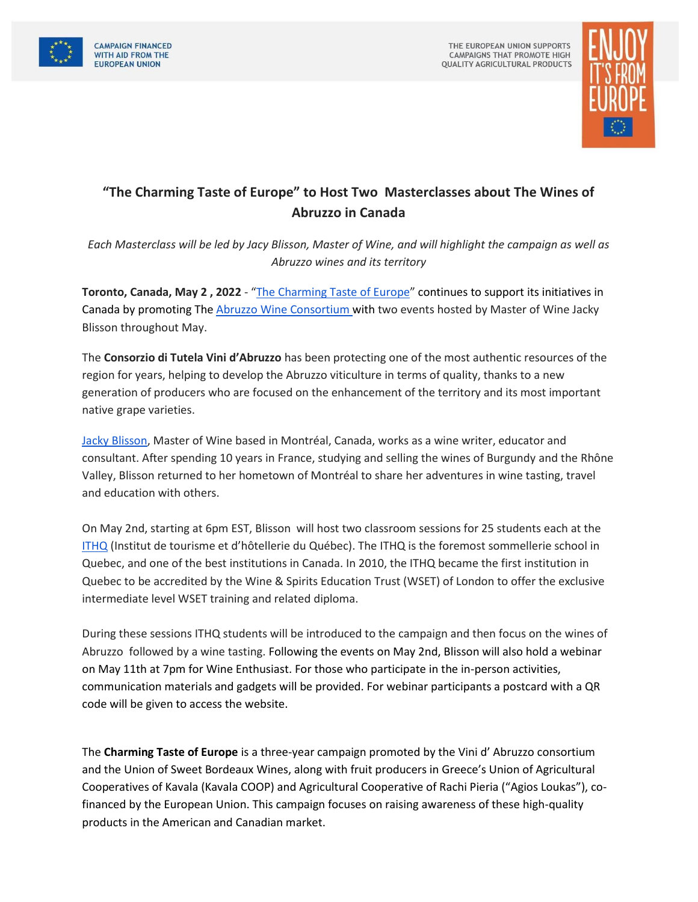CAMPAIGN FINANCED WITH AID FROM THE EUROPEAN UNION

THE EUROPEAN UNION SUPPORTS CAMPAIGNS THAT PROMOTE HIGH QUALITY AGRICULTURAL PRODUCTS

ENJOY IT'S FROM EUROPE

# "The Charming Taste of Europe" to Host Two Masterclasses about The Wines of Abruzzo in Canada

*Each Masterclass will be led by Jacy Blisson, Master of Wine, and will highlight the campaign as well as Abruzzo wines and its territory*

**Toronto, Canada, May 2 , 2022** - "The Charming Taste of Europe" continues to support its initiatives in Canada by promoting The Abruzzo Wine Consortium with two events hosted by Master of Wine Jacky Blisson throughout May.

The **Consorzio di Tutela Vini d'Abruzzo** has been protecting one of the most authentic resources of the region for years, helping to develop the Abruzzo viticulture in terms of quality, thanks to a new generation of producers who are focused on the enhancement of the territory and its most important native grape varieties.

Jacky Blisson, Master of Wine based in Montréal, Canada, works as a wine writer, educator and consultant. After spending 10 years in France, studying and selling the wines of Burgundy and the Rhône Valley, Blisson returned to her hometown of Montréal to share her adventures in wine tasting, travel and education with others.

On May 2nd, starting at 6pm EST, Blisson will host two classroom sessions for 25 students each at the ITHQ (Institut de tourisme et d'hôtellerie du Québec). The ITHQ is the foremost sommellerie school in Quebec, and one of the best institutions in Canada. In 2010, the ITHQ became the first institution in Quebec to be accredited by the Wine & Spirits Education Trust (WSET) of London to offer the exclusive intermediate level WSET training and related diploma.

During these sessions ITHQ students will be introduced to the campaign and then focus on the wines of Abruzzo followed by a wine tasting. Following the events on May 2nd, Blisson will also hold a webinar on May 11th at 7pm for Wine Enthusiast. For those who participate in the in-person activities, communication materials and gadgets will be provided. For webinar participants a postcard with a QR code will be given to access the website.

The **Charming Taste of Europe** is a three-year campaign promoted by the Vini d' Abruzzo consortium and the Union of Sweet Bordeaux Wines, along with fruit producers in Greece's Union of Agricultural Cooperatives of Kavala (Kavala COOP) and Agricultural Cooperative of Rachi Pieria ("Agios Loukas"), co-financed by the European Union. This campaign focuses on raising awareness of these high-quality products in the American and Canadian market.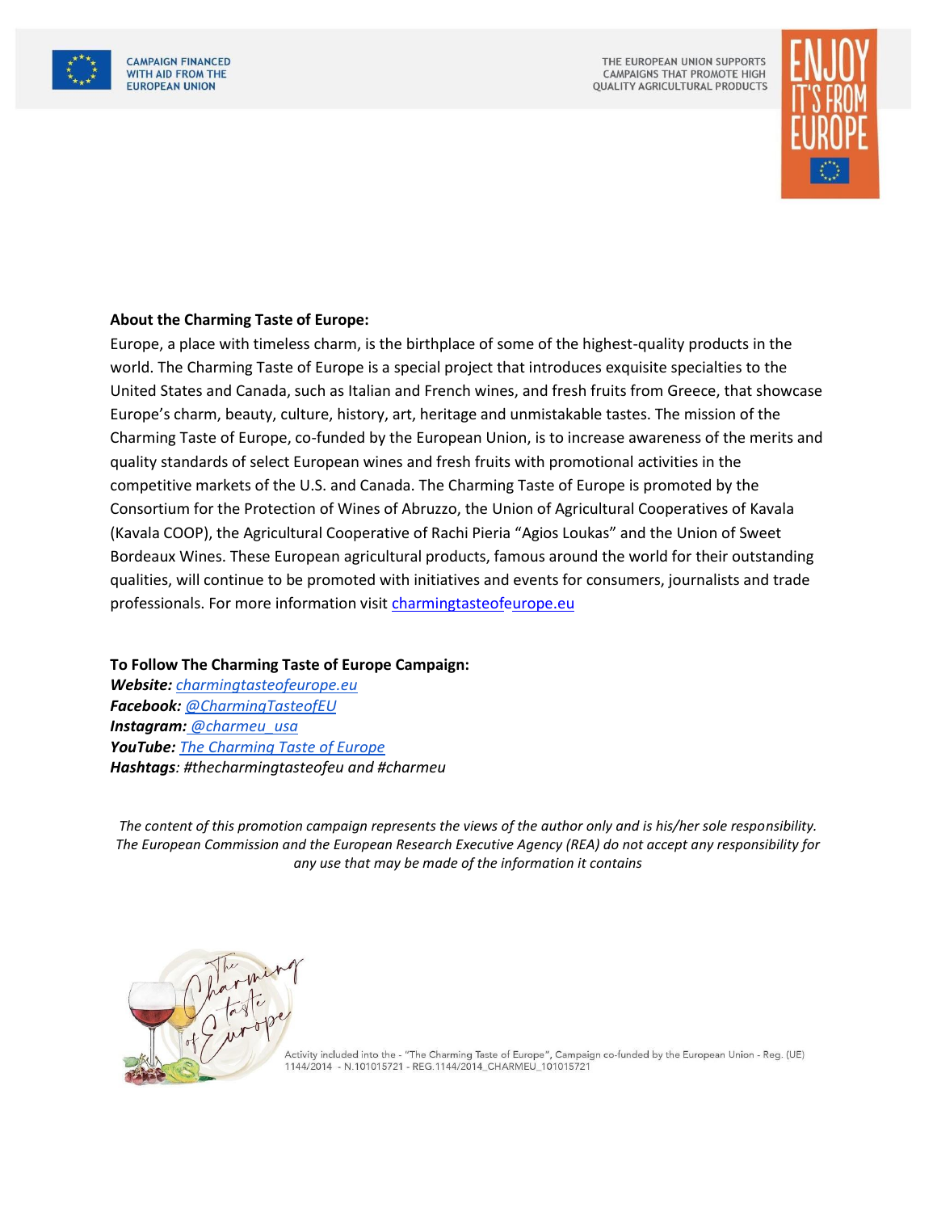CAMPAIGN FINANCED WITH AID FROM THE EUROPEAN UNION

THE EUROPEAN UNION SUPPORTS CAMPAIGNS THAT PROMOTE HIGH QUALITY AGRICULTURAL PRODUCTS

ENJOY IT'S FROM EUROPE

**About the Charming Taste of Europe:**

Europe, a place with timeless charm, is the birthplace of some of the highest-quality products in the world. The Charming Taste of Europe is a special project that introduces exquisite specialties to the United States and Canada, such as Italian and French wines, and fresh fruits from Greece, that showcase Europe's charm, beauty, culture, history, art, heritage and unmistakable tastes. The mission of the Charming Taste of Europe, co-funded by the European Union, is to increase awareness of the merits and quality standards of select European wines and fresh fruits with promotional activities in the competitive markets of the U.S. and Canada. The Charming Taste of Europe is promoted by the Consortium for the Protection of Wines of Abruzzo, the Union of Agricultural Cooperatives of Kavala (Kavala COOP), the Agricultural Cooperative of Rachi Pieria "Agios Loukas" and the Union of Sweet Bordeaux Wines. These European agricultural products, famous around the world for their outstanding qualities, will continue to be promoted with initiatives and events for consumers, journalists and trade professionals. For more information visit charmingtasteofeurope.eu

**To Follow The Charming Taste of Europe Campaign:**

***Website:*** *charmingtasteofeurope.eu*
***Facebook:*** *@CharmingTasteofEU*
***Instagram:*** *@charmeu_usa*
***YouTube:*** *The Charming Taste of Europe*
***Hashtags****: #thecharmingtasteofeu and #charmeu*

*The content of this promotion campaign represents the views of the author only and is his/her sole responsibility. The European Commission and the European Research Executive Agency (REA) do not accept any responsibility for any use that may be made of the information it contains*

The Charming Taste of Europe

Activity included into the - "The Charming Taste of Europe", Campaign co-funded by the European Union - Reg. (UE) 1144/2014 - N.101015721 - REG.1144/2014_CHARMEU_101015721